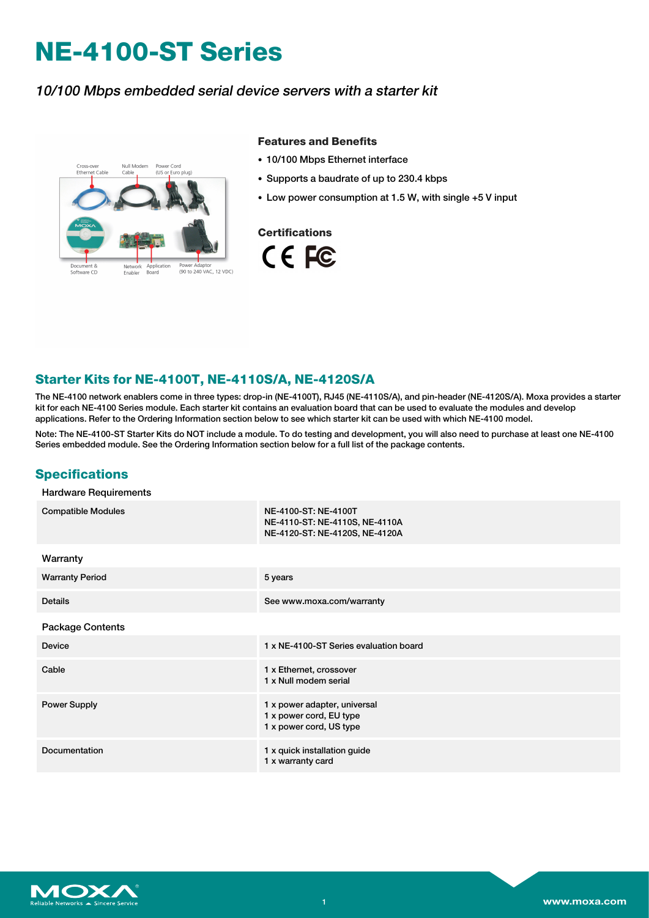# NE-4100-ST Series

*10/100 Mbps embedded serial device servers with a starter kit*

### Features and Benefits

- 10/100 Mbps Ethernet interface
- Supports a baudrate of up to 230.4 kbps
- Low power consumption at 1.5 W, with single +5 V input

### Certifications

## Starter Kits for NE-4100T, NE-4110S/A, NE-4120S/A

The NE-4100 network enablers come in three types: drop-in (NE-4100T), RJ45 (NE-4110S/A), and pin-header (NE-4120S/A). Moxa provides a starter kit for each NE-4100 Series module. Each starter kit contains an evaluation board that can be used to evaluate the modules and develop applications. Refer to the Ordering Information section below to see which starter kit can be used with which NE-4100 model.

Note: The NE-4100-ST Starter Kits do NOT include a module. To do testing and development, you will also need to purchase at least one NE-4100 Series embedded module. See the Ordering Information section below for a full list of the package contents.

## Specifications

**Hardware Requirements**

| | |
|---|---|
| Compatible Modules | NE-4100-ST: NE-4100T<br>NE-4110-ST: NE-4110S, NE-4110A<br>NE-4120-ST: NE-4120S, NE-4120A |

**Warranty**

| | |
|---|---|
| Warranty Period | 5 years |
| Details | See www.moxa.com/warranty |

**Package Contents**

| | |
|---|---|
| Device | 1 x NE-4100-ST Series evaluation board |
| Cable | 1 x Ethernet, crossover<br>1 x Null modem serial |
| Power Supply | 1 x power adapter, universal<br>1 x power cord, EU type<br>1 x power cord, US type |
| Documentation | 1 x quick installation guide<br>1 x warranty card |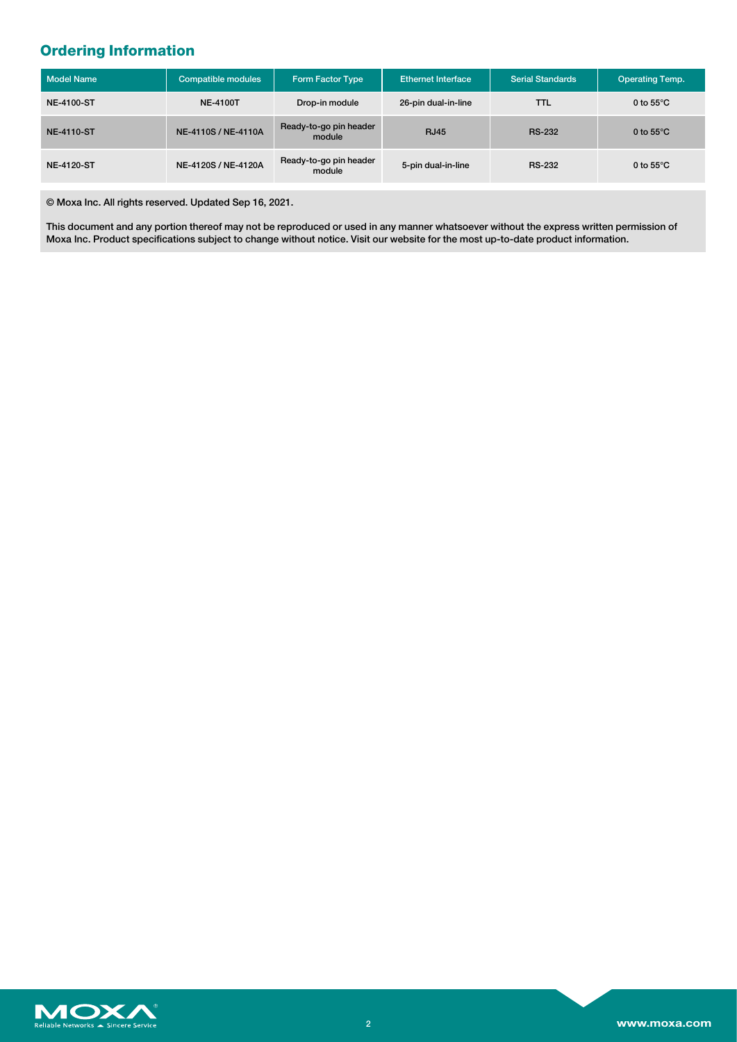## Ordering Information

| Model Name | Compatible modules | Form Factor Type | Ethernet Interface | Serial Standards | Operating Temp. |
|---|---|---|---|---|---|
| NE-4100-ST | NE-4100T | Drop-in module | 26-pin dual-in-line | TTL | 0 to 55°C |
| NE-4110-ST | NE-4110S / NE-4110A | Ready-to-go pin header module | RJ45 | RS-232 | 0 to 55°C |
| NE-4120-ST | NE-4120S / NE-4120A | Ready-to-go pin header module | 5-pin dual-in-line | RS-232 | 0 to 55°C |

© Moxa Inc. All rights reserved. Updated Sep 16, 2021.

This document and any portion thereof may not be reproduced or used in any manner whatsoever without the express written permission of Moxa Inc. Product specifications subject to change without notice. Visit our website for the most up-to-date product information.